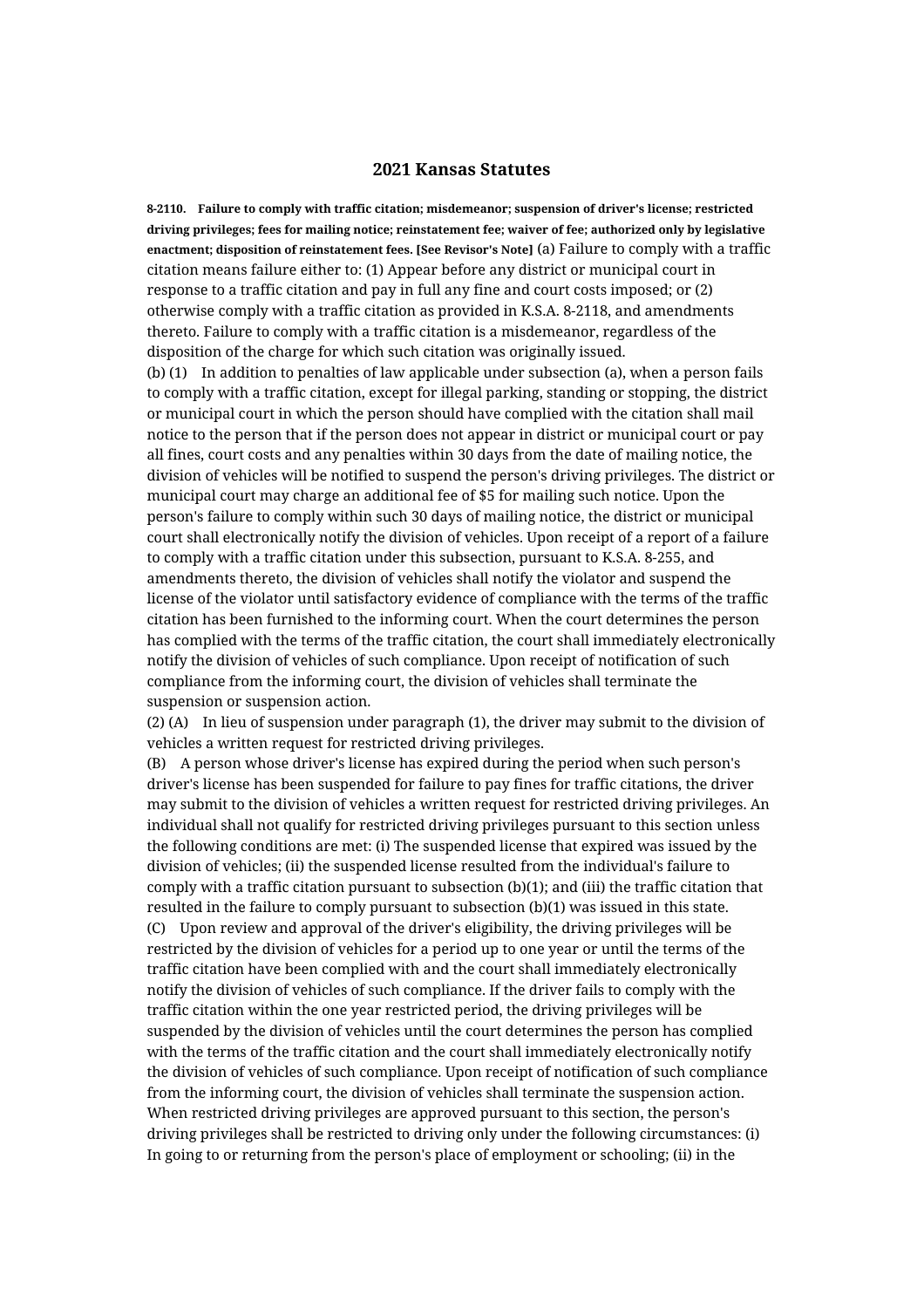# 2021 Kansas Statutes

**8-2110. Failure to comply with traffic citation; misdemeanor; suspension of driver's license; restricted driving privileges; fees for mailing notice; reinstatement fee; waiver of fee; authorized only by legislative enactment; disposition of reinstatement fees. [See Revisor's Note]** (a) Failure to comply with a traffic citation means failure either to: (1) Appear before any district or municipal court in response to a traffic citation and pay in full any fine and court costs imposed; or (2) otherwise comply with a traffic citation as provided in K.S.A. 8-2118, and amendments thereto. Failure to comply with a traffic citation is a misdemeanor, regardless of the disposition of the charge for which such citation was originally issued.

(b) (1) In addition to penalties of law applicable under subsection (a), when a person fails to comply with a traffic citation, except for illegal parking, standing or stopping, the district or municipal court in which the person should have complied with the citation shall mail notice to the person that if the person does not appear in district or municipal court or pay all fines, court costs and any penalties within 30 days from the date of mailing notice, the division of vehicles will be notified to suspend the person's driving privileges. The district or municipal court may charge an additional fee of $5 for mailing such notice. Upon the person's failure to comply within such 30 days of mailing notice, the district or municipal court shall electronically notify the division of vehicles. Upon receipt of a report of a failure to comply with a traffic citation under this subsection, pursuant to K.S.A. 8-255, and amendments thereto, the division of vehicles shall notify the violator and suspend the license of the violator until satisfactory evidence of compliance with the terms of the traffic citation has been furnished to the informing court. When the court determines the person has complied with the terms of the traffic citation, the court shall immediately electronically notify the division of vehicles of such compliance. Upon receipt of notification of such compliance from the informing court, the division of vehicles shall terminate the suspension or suspension action.

(2) (A) In lieu of suspension under paragraph (1), the driver may submit to the division of vehicles a written request for restricted driving privileges.

(B) A person whose driver's license has expired during the period when such person's driver's license has been suspended for failure to pay fines for traffic citations, the driver may submit to the division of vehicles a written request for restricted driving privileges. An individual shall not qualify for restricted driving privileges pursuant to this section unless the following conditions are met: (i) The suspended license that expired was issued by the division of vehicles; (ii) the suspended license resulted from the individual's failure to comply with a traffic citation pursuant to subsection (b)(1); and (iii) the traffic citation that resulted in the failure to comply pursuant to subsection (b)(1) was issued in this state.

(C) Upon review and approval of the driver's eligibility, the driving privileges will be restricted by the division of vehicles for a period up to one year or until the terms of the traffic citation have been complied with and the court shall immediately electronically notify the division of vehicles of such compliance. If the driver fails to comply with the traffic citation within the one year restricted period, the driving privileges will be suspended by the division of vehicles until the court determines the person has complied with the terms of the traffic citation and the court shall immediately electronically notify the division of vehicles of such compliance. Upon receipt of notification of such compliance from the informing court, the division of vehicles shall terminate the suspension action. When restricted driving privileges are approved pursuant to this section, the person's driving privileges shall be restricted to driving only under the following circumstances: (i) In going to or returning from the person's place of employment or schooling; (ii) in the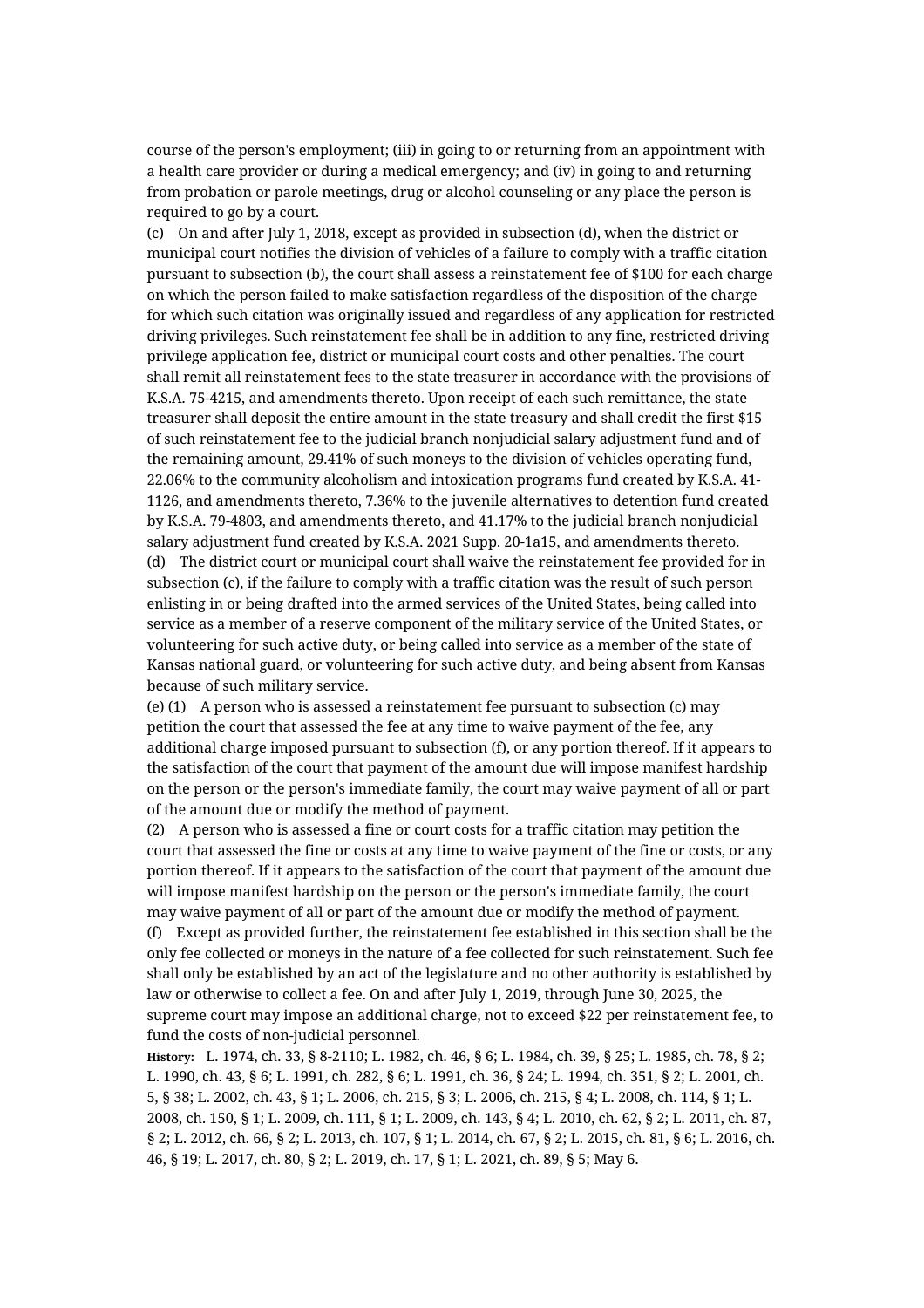course of the person's employment; (iii) in going to or returning from an appointment with a health care provider or during a medical emergency; and (iv) in going to and returning from probation or parole meetings, drug or alcohol counseling or any place the person is required to go by a court.

(c) On and after July 1, 2018, except as provided in subsection (d), when the district or municipal court notifies the division of vehicles of a failure to comply with a traffic citation pursuant to subsection (b), the court shall assess a reinstatement fee of $100 for each charge on which the person failed to make satisfaction regardless of the disposition of the charge for which such citation was originally issued and regardless of any application for restricted driving privileges. Such reinstatement fee shall be in addition to any fine, restricted driving privilege application fee, district or municipal court costs and other penalties. The court shall remit all reinstatement fees to the state treasurer in accordance with the provisions of K.S.A. 75-4215, and amendments thereto. Upon receipt of each such remittance, the state treasurer shall deposit the entire amount in the state treasury and shall credit the first $15 of such reinstatement fee to the judicial branch nonjudicial salary adjustment fund and of the remaining amount, 29.41% of such moneys to the division of vehicles operating fund, 22.06% to the community alcoholism and intoxication programs fund created by K.S.A. 41-1126, and amendments thereto, 7.36% to the juvenile alternatives to detention fund created by K.S.A. 79-4803, and amendments thereto, and 41.17% to the judicial branch nonjudicial salary adjustment fund created by K.S.A. 2021 Supp. 20-1a15, and amendments thereto.

(d) The district court or municipal court shall waive the reinstatement fee provided for in subsection (c), if the failure to comply with a traffic citation was the result of such person enlisting in or being drafted into the armed services of the United States, being called into service as a member of a reserve component of the military service of the United States, or volunteering for such active duty, or being called into service as a member of the state of Kansas national guard, or volunteering for such active duty, and being absent from Kansas because of such military service.

(e) (1) A person who is assessed a reinstatement fee pursuant to subsection (c) may petition the court that assessed the fee at any time to waive payment of the fee, any additional charge imposed pursuant to subsection (f), or any portion thereof. If it appears to the satisfaction of the court that payment of the amount due will impose manifest hardship on the person or the person's immediate family, the court may waive payment of all or part of the amount due or modify the method of payment.

(2) A person who is assessed a fine or court costs for a traffic citation may petition the court that assessed the fine or costs at any time to waive payment of the fine or costs, or any portion thereof. If it appears to the satisfaction of the court that payment of the amount due will impose manifest hardship on the person or the person's immediate family, the court may waive payment of all or part of the amount due or modify the method of payment.

(f) Except as provided further, the reinstatement fee established in this section shall be the only fee collected or moneys in the nature of a fee collected for such reinstatement. Such fee shall only be established by an act of the legislature and no other authority is established by law or otherwise to collect a fee. On and after July 1, 2019, through June 30, 2025, the supreme court may impose an additional charge, not to exceed $22 per reinstatement fee, to fund the costs of non-judicial personnel.

**History:** L. 1974, ch. 33, § 8-2110; L. 1982, ch. 46, § 6; L. 1984, ch. 39, § 25; L. 1985, ch. 78, § 2; L. 1990, ch. 43, § 6; L. 1991, ch. 282, § 6; L. 1991, ch. 36, § 24; L. 1994, ch. 351, § 2; L. 2001, ch. 5, § 38; L. 2002, ch. 43, § 1; L. 2006, ch. 215, § 3; L. 2006, ch. 215, § 4; L. 2008, ch. 114, § 1; L. 2008, ch. 150, § 1; L. 2009, ch. 111, § 1; L. 2009, ch. 143, § 4; L. 2010, ch. 62, § 2; L. 2011, ch. 87, § 2; L. 2012, ch. 66, § 2; L. 2013, ch. 107, § 1; L. 2014, ch. 67, § 2; L. 2015, ch. 81, § 6; L. 2016, ch. 46, § 19; L. 2017, ch. 80, § 2; L. 2019, ch. 17, § 1; L. 2021, ch. 89, § 5; May 6.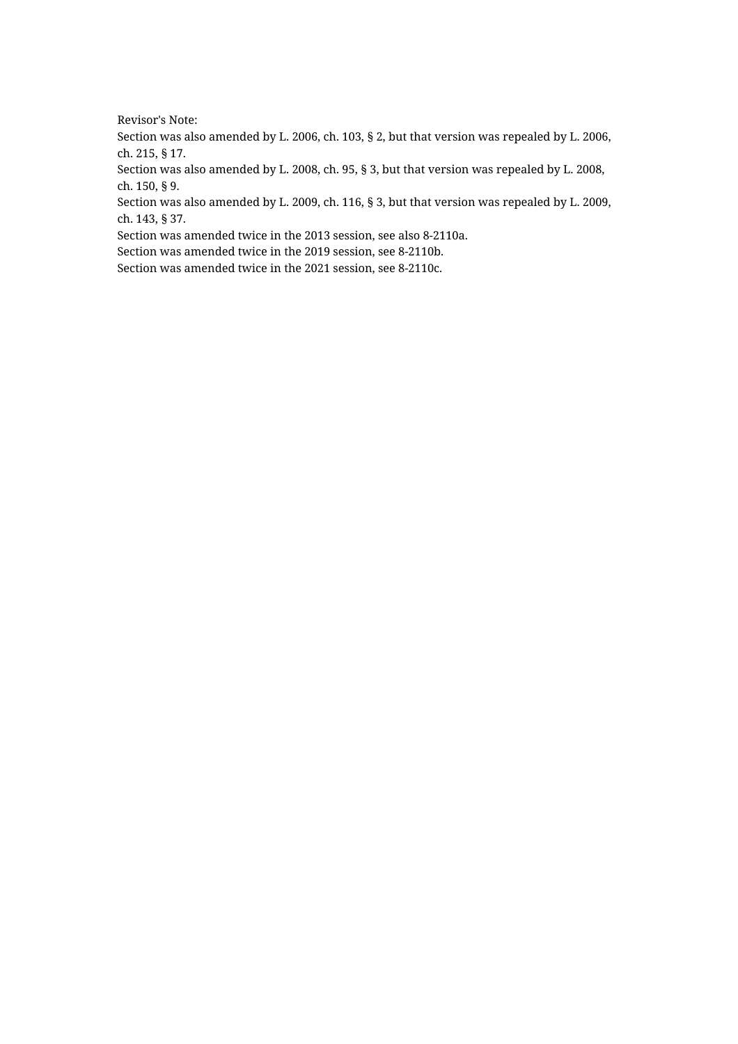Revisor's Note:

Section was also amended by L. 2006, ch. 103, § 2, but that version was repealed by L. 2006, ch. 215, § 17.

Section was also amended by L. 2008, ch. 95, § 3, but that version was repealed by L. 2008, ch. 150, § 9.

Section was also amended by L. 2009, ch. 116, § 3, but that version was repealed by L. 2009, ch. 143, § 37.

Section was amended twice in the 2013 session, see also 8-2110a.

Section was amended twice in the 2019 session, see 8-2110b.

Section was amended twice in the 2021 session, see 8-2110c.